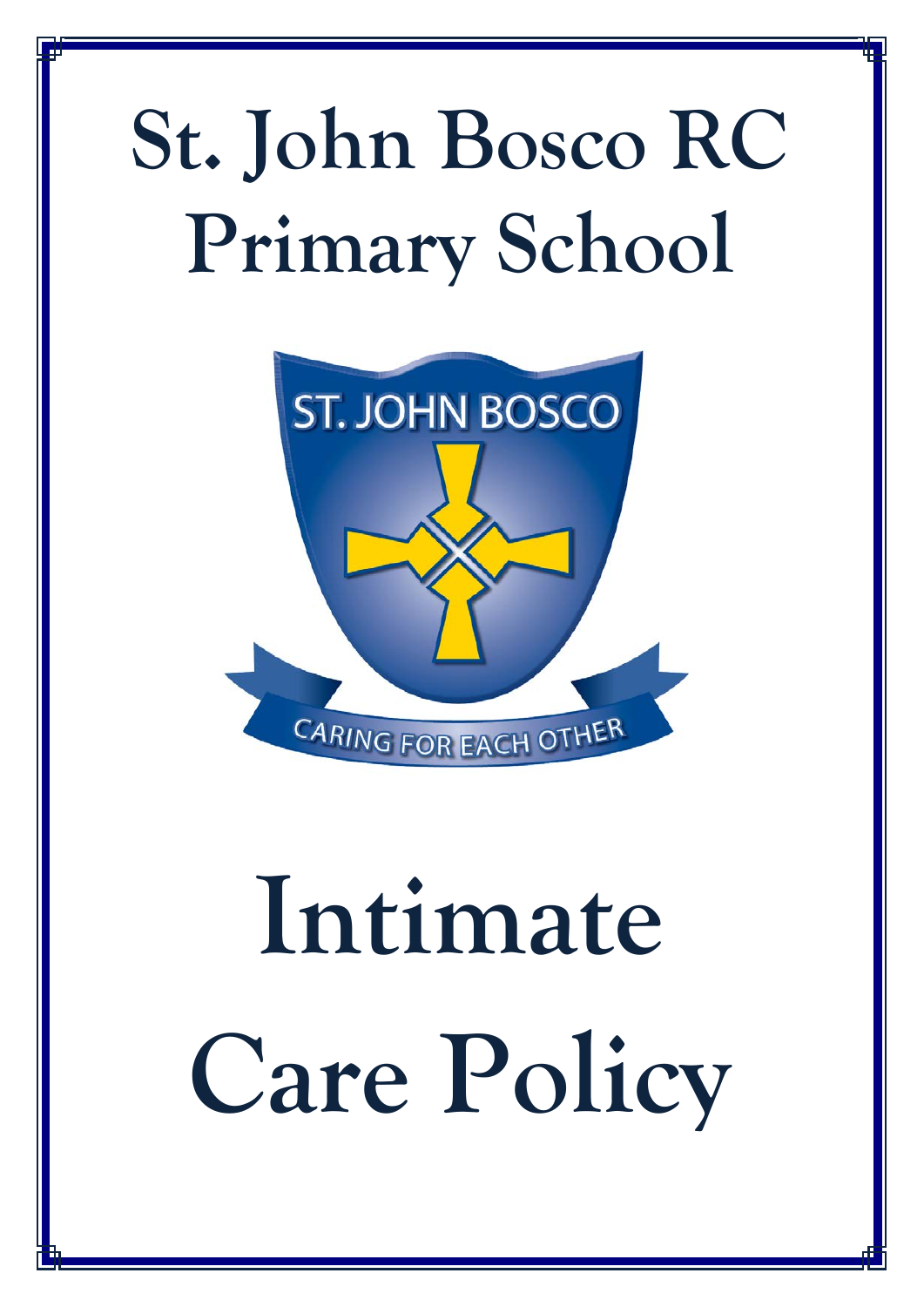# St. John Bosco RC Primary School

ST. JOHN BOSCO

CARING FOR EACH OTHER

# Intimate Care Policy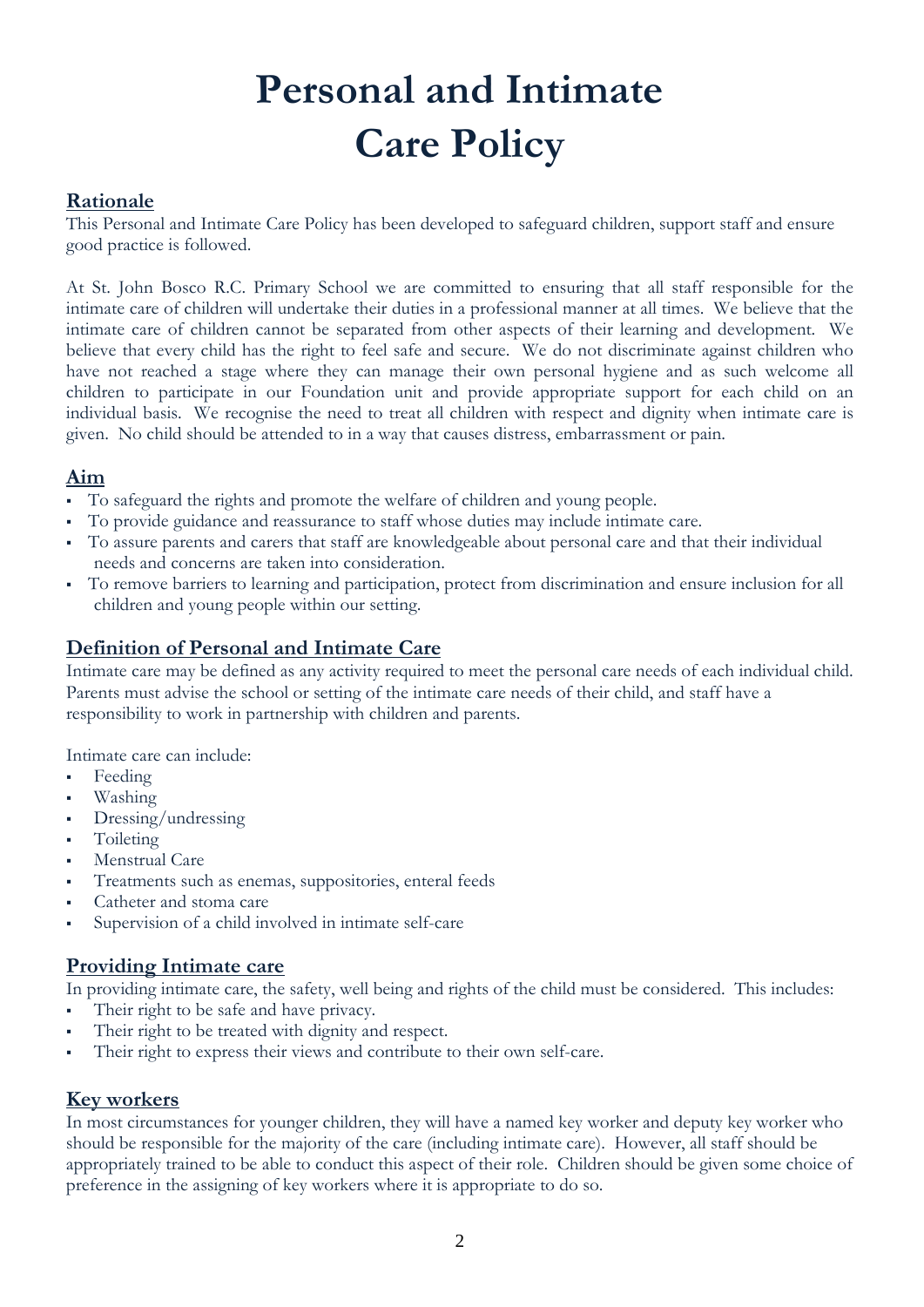# Personal and Intimate Care Policy

## Rationale

This Personal and Intimate Care Policy has been developed to safeguard children, support staff and ensure good practice is followed.

At St. John Bosco R.C. Primary School we are committed to ensuring that all staff responsible for the intimate care of children will undertake their duties in a professional manner at all times. We believe that the intimate care of children cannot be separated from other aspects of their learning and development. We believe that every child has the right to feel safe and secure. We do not discriminate against children who have not reached a stage where they can manage their own personal hygiene and as such welcome all children to participate in our Foundation unit and provide appropriate support for each child on an individual basis. We recognise the need to treat all children with respect and dignity when intimate care is given. No child should be attended to in a way that causes distress, embarrassment or pain.

## Aim

- To safeguard the rights and promote the welfare of children and young people.
- To provide guidance and reassurance to staff whose duties may include intimate care.
- To assure parents and carers that staff are knowledgeable about personal care and that their individual needs and concerns are taken into consideration.
- To remove barriers to learning and participation, protect from discrimination and ensure inclusion for all children and young people within our setting.

## Definition of Personal and Intimate Care

Intimate care may be defined as any activity required to meet the personal care needs of each individual child. Parents must advise the school or setting of the intimate care needs of their child, and staff have a responsibility to work in partnership with children and parents.

Intimate care can include:

- Feeding
- Washing
- Dressing/undressing
- Toileting
- Menstrual Care
- Treatments such as enemas, suppositories, enteral feeds
- Catheter and stoma care
- Supervision of a child involved in intimate self-care

## Providing Intimate care

In providing intimate care, the safety, well being and rights of the child must be considered. This includes:

- Their right to be safe and have privacy.
- Their right to be treated with dignity and respect.
- Their right to express their views and contribute to their own self-care.

## Key workers

In most circumstances for younger children, they will have a named key worker and deputy key worker who should be responsible for the majority of the care (including intimate care). However, all staff should be appropriately trained to be able to conduct this aspect of their role. Children should be given some choice of preference in the assigning of key workers where it is appropriate to do so.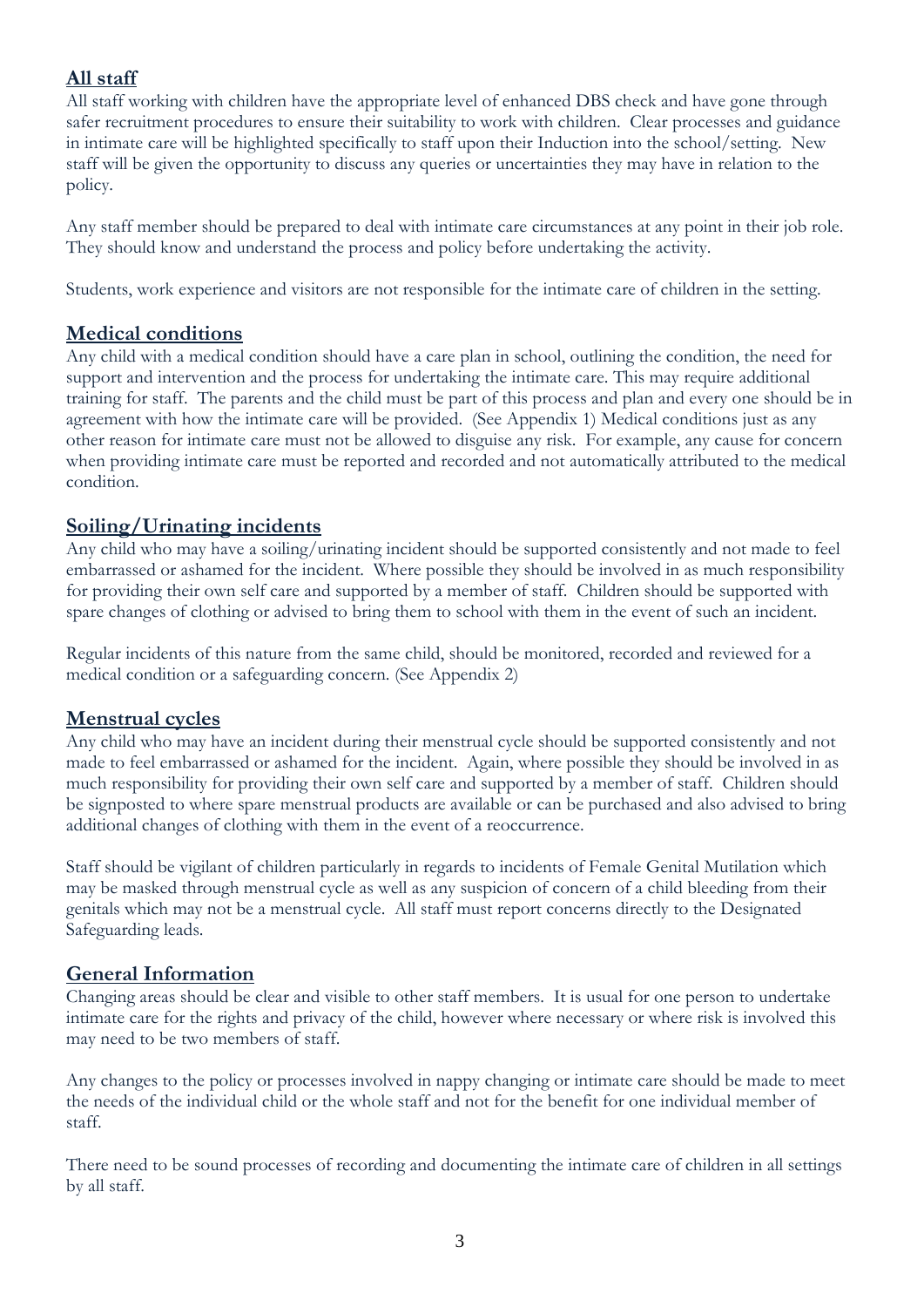## All staff

All staff working with children have the appropriate level of enhanced DBS check and have gone through safer recruitment procedures to ensure their suitability to work with children. Clear processes and guidance in intimate care will be highlighted specifically to staff upon their Induction into the school/setting. New staff will be given the opportunity to discuss any queries or uncertainties they may have in relation to the policy.

Any staff member should be prepared to deal with intimate care circumstances at any point in their job role. They should know and understand the process and policy before undertaking the activity.

Students, work experience and visitors are not responsible for the intimate care of children in the setting.

## Medical conditions

Any child with a medical condition should have a care plan in school, outlining the condition, the need for support and intervention and the process for undertaking the intimate care. This may require additional training for staff. The parents and the child must be part of this process and plan and every one should be in agreement with how the intimate care will be provided. (See Appendix 1) Medical conditions just as any other reason for intimate care must not be allowed to disguise any risk. For example, any cause for concern when providing intimate care must be reported and recorded and not automatically attributed to the medical condition.

## Soiling/Urinating incidents

Any child who may have a soiling/urinating incident should be supported consistently and not made to feel embarrassed or ashamed for the incident. Where possible they should be involved in as much responsibility for providing their own self care and supported by a member of staff. Children should be supported with spare changes of clothing or advised to bring them to school with them in the event of such an incident.

Regular incidents of this nature from the same child, should be monitored, recorded and reviewed for a medical condition or a safeguarding concern. (See Appendix 2)

## Menstrual cycles

Any child who may have an incident during their menstrual cycle should be supported consistently and not made to feel embarrassed or ashamed for the incident. Again, where possible they should be involved in as much responsibility for providing their own self care and supported by a member of staff. Children should be signposted to where spare menstrual products are available or can be purchased and also advised to bring additional changes of clothing with them in the event of a reoccurrence.

Staff should be vigilant of children particularly in regards to incidents of Female Genital Mutilation which may be masked through menstrual cycle as well as any suspicion of concern of a child bleeding from their genitals which may not be a menstrual cycle. All staff must report concerns directly to the Designated Safeguarding leads.

## General Information

Changing areas should be clear and visible to other staff members. It is usual for one person to undertake intimate care for the rights and privacy of the child, however where necessary or where risk is involved this may need to be two members of staff.

Any changes to the policy or processes involved in nappy changing or intimate care should be made to meet the needs of the individual child or the whole staff and not for the benefit for one individual member of staff.

There need to be sound processes of recording and documenting the intimate care of children in all settings by all staff.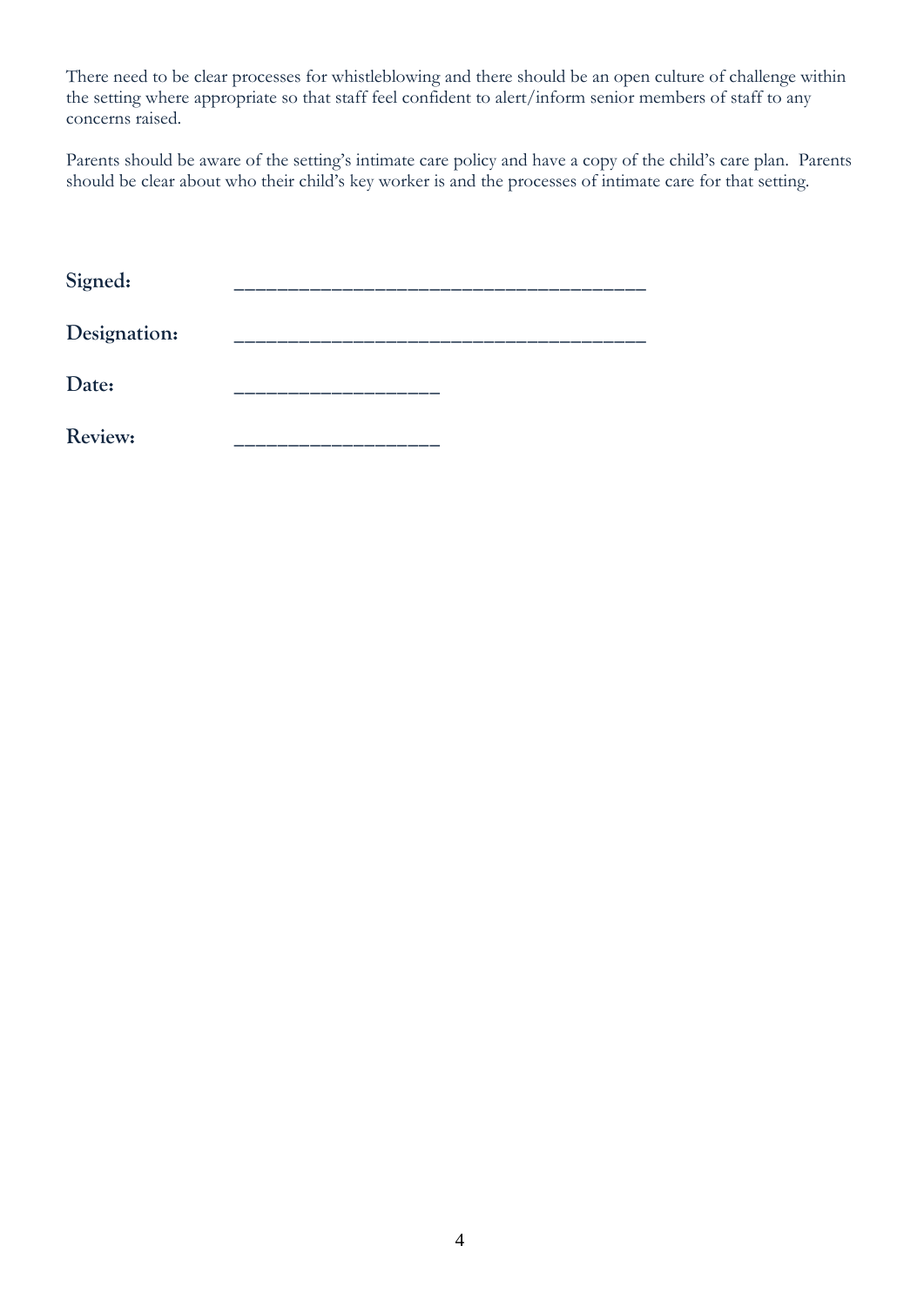There need to be clear processes for whistleblowing and there should be an open culture of challenge within the setting where appropriate so that staff feel confident to alert/inform senior members of staff to any concerns raised.

Parents should be aware of the setting's intimate care policy and have a copy of the child's care plan. Parents should be clear about who their child's key worker is and the processes of intimate care for that setting.

**Signed:** ______________________________________

**Designation:** ______________________________________

**Date:** ___________________

**Review:** ___________________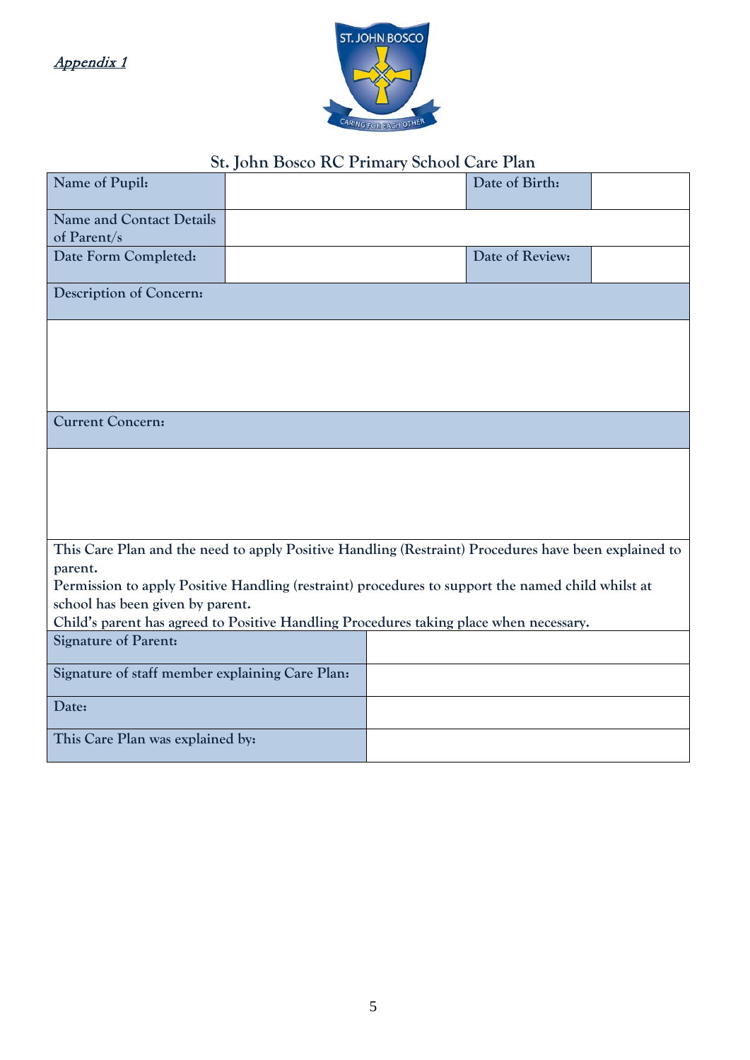*Appendix 1*

## St. John Bosco RC Primary School Care Plan

| Name of Pupil: | | Date of Birth: | |
|---|---|---|---|
| Name and Contact Details of Parent/s | | | |
| Date Form Completed: | | Date of Review: | |
| Description of Concern: | | | |
| | | | |
| Current Concern: | | | |
| | | | |

**This Care Plan and the need to apply Positive Handling (Restraint) Procedures have been explained to parent.**
**Permission to apply Positive Handling (restraint) procedures to support the named child whilst at school has been given by parent.**
**Child's parent has agreed to Positive Handling Procedures taking place when necessary.**

| Signature of Parent: | |
|---|---|
| Signature of staff member explaining Care Plan: | |
| Date: | |
| This Care Plan was explained by: | |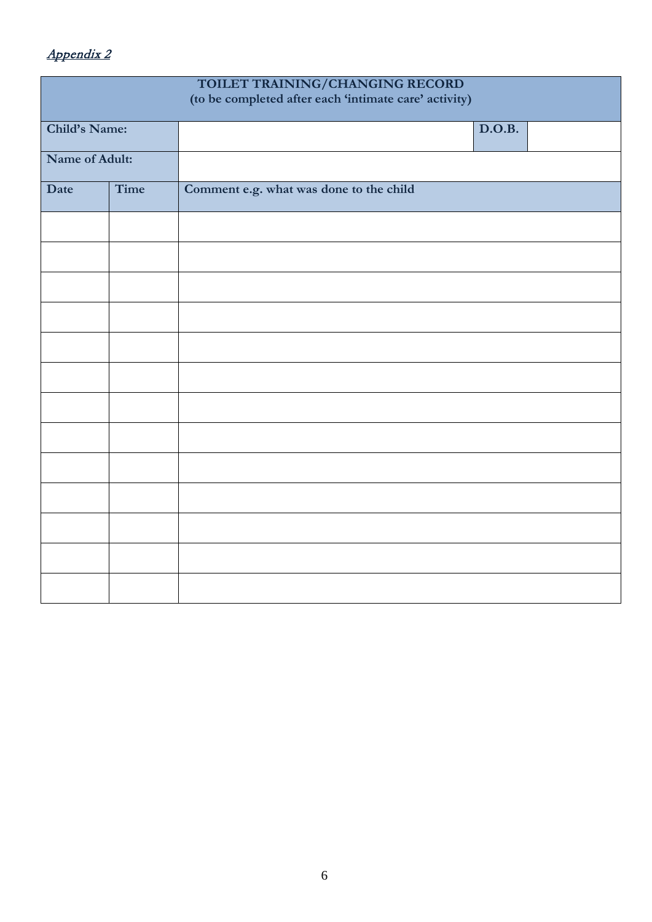*Appendix 2*

| TOILET TRAINING/CHANGING RECORD<br>(to be completed after each 'intimate care' activity) | | | | |
|---|---|---|---|---|
| **Child's Name:** | | | **D.O.B.** | |
| **Name of Adult:** | | | | |
| **Date** | **Time** | **Comment e.g. what was done to the child** | | |
| | | | | |
| | | | | |
| | | | | |
| | | | | |
| | | | | |
| | | | | |
| | | | | |
| | | | | |
| | | | | |
| | | | | |
| | | | | |
| | | | | |
| | | | | |